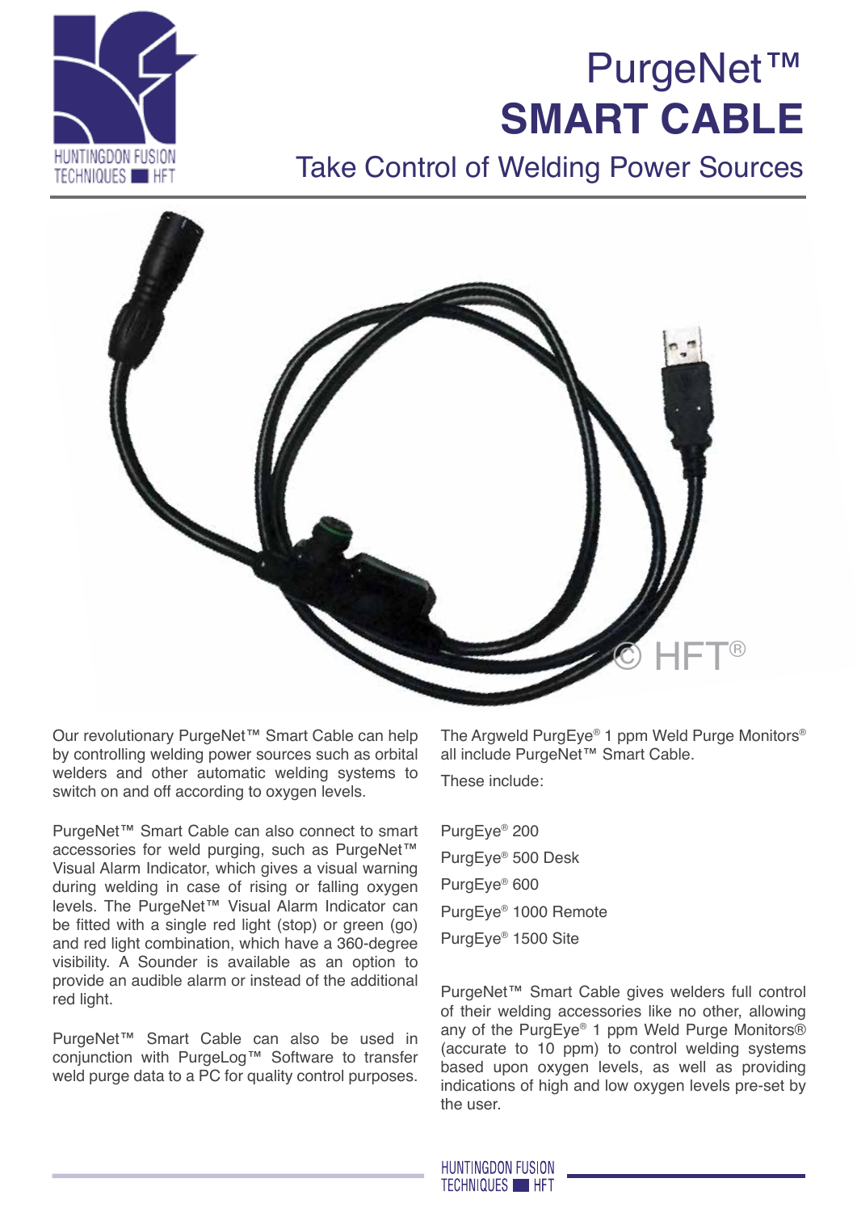# PurgeNet™ SMART CABLE

## Take Control of Welding Power Sources

© HFT®

Our revolutionary PurgeNet™ Smart Cable can help by controlling welding power sources such as orbital welders and other automatic welding systems to switch on and off according to oxygen levels.

PurgeNet™ Smart Cable can also connect to smart accessories for weld purging, such as PurgeNet™ Visual Alarm Indicator, which gives a visual warning during welding in case of rising or falling oxygen levels. The PurgeNet™ Visual Alarm Indicator can be fitted with a single red light (stop) or green (go) and red light combination, which have a 360-degree visibility. A Sounder is available as an option to provide an audible alarm or instead of the additional red light.

PurgeNet™ Smart Cable can also be used in conjunction with PurgeLog™ Software to transfer weld purge data to a PC for quality control purposes.

The Argweld PurgEye® 1 ppm Weld Purge Monitors® all include PurgeNet™ Smart Cable.

These include:

- PurgEye® 200
- PurgEye® 500 Desk
- PurgEye® 600
- PurgEye® 1000 Remote
- PurgEye® 1500 Site

PurgeNet™ Smart Cable gives welders full control of their welding accessories like no other, allowing any of the PurgEye® 1 ppm Weld Purge Monitors® (accurate to 10 ppm) to control welding systems based upon oxygen levels, as well as providing indications of high and low oxygen levels pre-set by the user.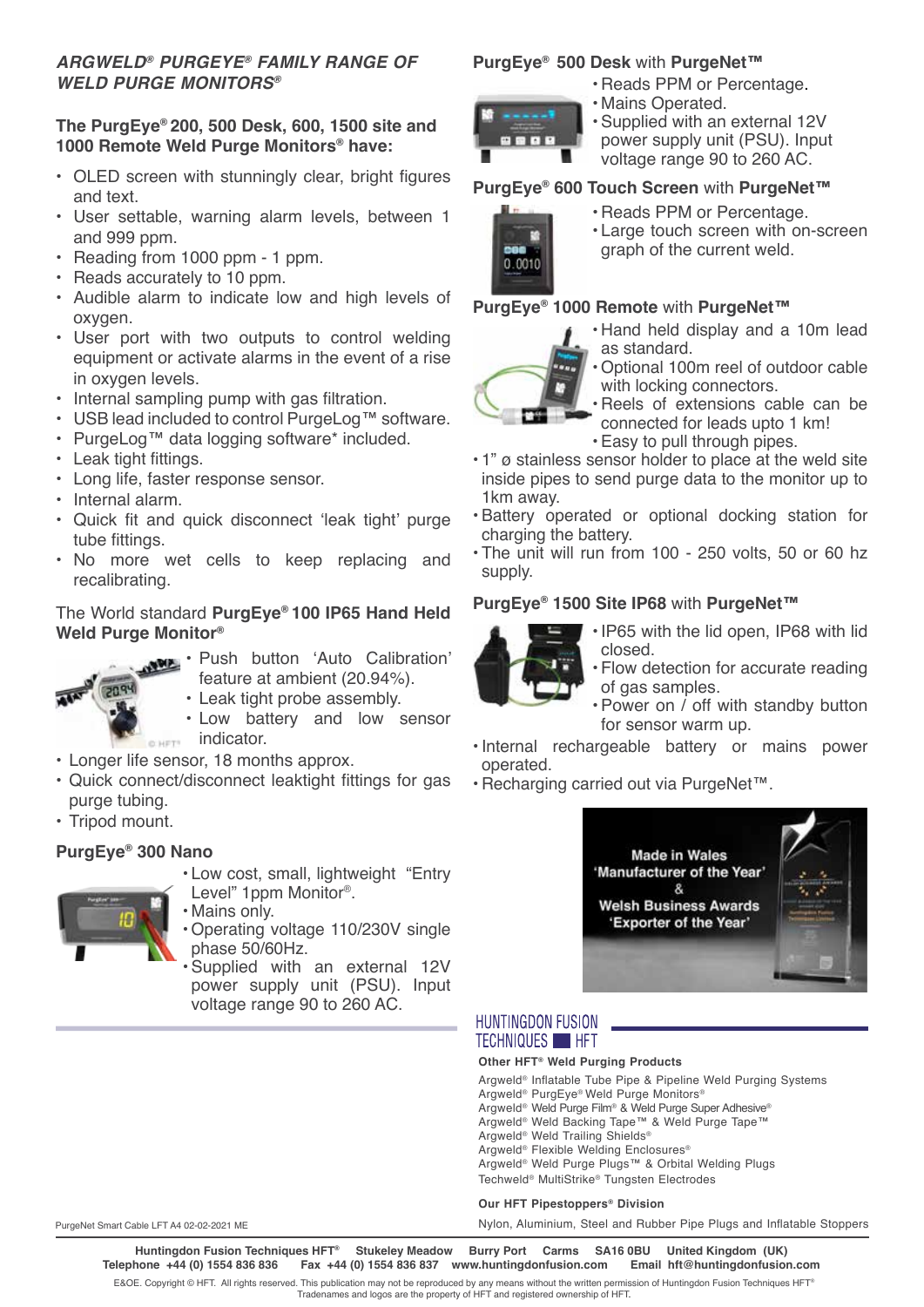## *ARGWELD® PURGEYE® FAMILY RANGE OF WELD PURGE MONITORS®*

**The PurgEye® 200, 500 Desk, 600, 1500 site and 1000 Remote Weld Purge Monitors® have:**

- OLED screen with stunningly clear, bright figures and text.
- User settable, warning alarm levels, between 1 and 999 ppm.
- Reading from 1000 ppm - 1 ppm.
- Reads accurately to 10 ppm.
- Audible alarm to indicate low and high levels of oxygen.
- User port with two outputs to control welding equipment or activate alarms in the event of a rise in oxygen levels.
- Internal sampling pump with gas filtration.
- USB lead included to control PurgeLog™ software.
- PurgeLog™ data logging software* included.
- Leak tight fittings.
- Long life, faster response sensor.
- Internal alarm.
- Quick fit and quick disconnect 'leak tight' purge tube fittings.
- No more wet cells to keep replacing and recalibrating.

The World standard **PurgEye® 100 IP65 Hand Held Weld Purge Monitor®**

- Push button 'Auto Calibration' feature at ambient (20.94%).
- Leak tight probe assembly.
- Low battery and low sensor indicator.
- Longer life sensor, 18 months approx.
- Quick connect/disconnect leaktight fittings for gas purge tubing.
- Tripod mount.

### PurgEye® 300 Nano

- Low cost, small, lightweight "Entry Level" 1ppm Monitor®.
- Mains only.
- Operating voltage 110/230V single phase 50/60Hz.
- Supplied with an external 12V power supply unit (PSU). Input voltage range 90 to 260 AC.

### PurgEye® 500 Desk with PurgeNet™

- Reads PPM or Percentage.
- Mains Operated.
- Supplied with an external 12V power supply unit (PSU). Input voltage range 90 to 260 AC.

### PurgEye® 600 Touch Screen with PurgeNet™

- Reads PPM or Percentage.
- Large touch screen with on-screen graph of the current weld.

### PurgEye® 1000 Remote with PurgeNet™

- Hand held display and a 10m lead as standard.
- Optional 100m reel of outdoor cable with locking connectors.
- Reels of extensions cable can be connected for leads upto 1 km!
- Easy to pull through pipes.
- 1" ø stainless sensor holder to place at the weld site inside pipes to send purge data to the monitor up to 1km away.
- Battery operated or optional docking station for charging the battery.
- The unit will run from 100 - 250 volts, 50 or 60 hz supply.

### PurgEye® 1500 Site IP68 with PurgeNet™

- IP65 with the lid open, IP68 with lid closed.
- Flow detection for accurate reading of gas samples.
- Power on / off with standby button for sensor warm up.
- Internal rechargeable battery or mains power operated.
- Recharging carried out via PurgeNet™.

Made in Wales
'Manufacturer of the Year'
&
Welsh Business Awards
'Exporter of the Year'

HUNTINGDON FUSION TECHNIQUES HFT

**Other HFT® Weld Purging Products**

Argweld® Inflatable Tube Pipe & Pipeline Weld Purging Systems
Argweld® PurgEye® Weld Purge Monitors®
Argweld® Weld Purge Film® & Weld Purge Super Adhesive®
Argweld® Weld Backing Tape™ & Weld Purge Tape™
Argweld® Weld Trailing Shields®
Argweld® Flexible Welding Enclosures®
Argweld® Weld Purge Plugs™ & Orbital Welding Plugs
Techweld® MultiStrike® Tungsten Electrodes

**Our HFT Pipestoppers® Division**

Nylon, Aluminium, Steel and Rubber Pipe Plugs and Inflatable Stoppers

PurgeNet Smart Cable LFT A4 02-02-2021 ME

**Huntingdon Fusion Techniques HFT® Stukeley Meadow Burry Port Carms SA16 0BU United Kingdom (UK)**
**Telephone +44 (0) 1554 836 836 Fax +44 (0) 1554 836 837 www.huntingdonfusion.com Email hft@huntingdonfusion.com**

E&OE. Copyright © HFT. All rights reserved. This publication may not be reproduced by any means without the written permission of Huntingdon Fusion Techniques HFT®
Tradenames and logos are the property of HFT and registered ownership of HFT.